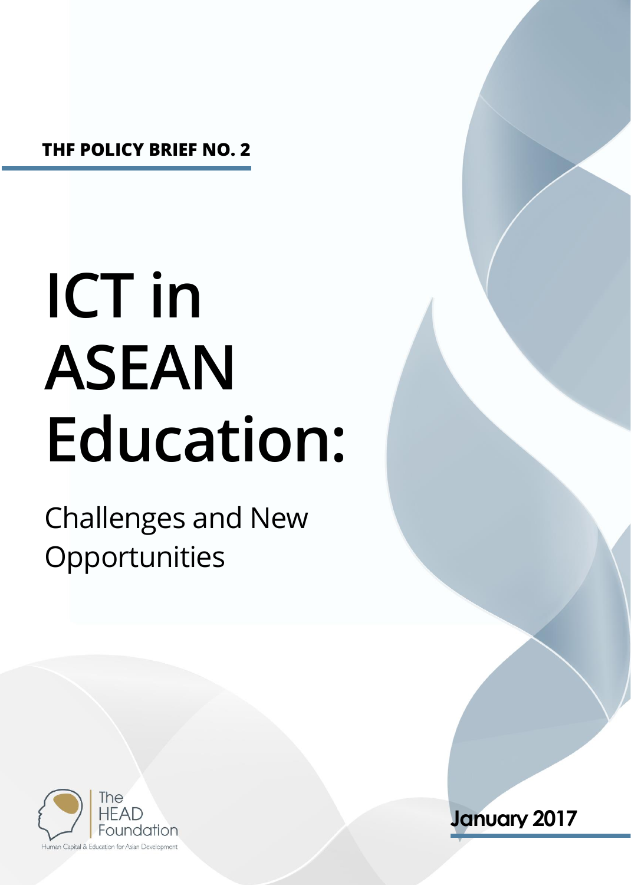**THF POLICY BRIEF NO. 2**

# ICT in ASEAN Education:

## Challenges and New Opportunities

The HEAD Foundation

Human Capital & Education for Asian Development

**January 2017**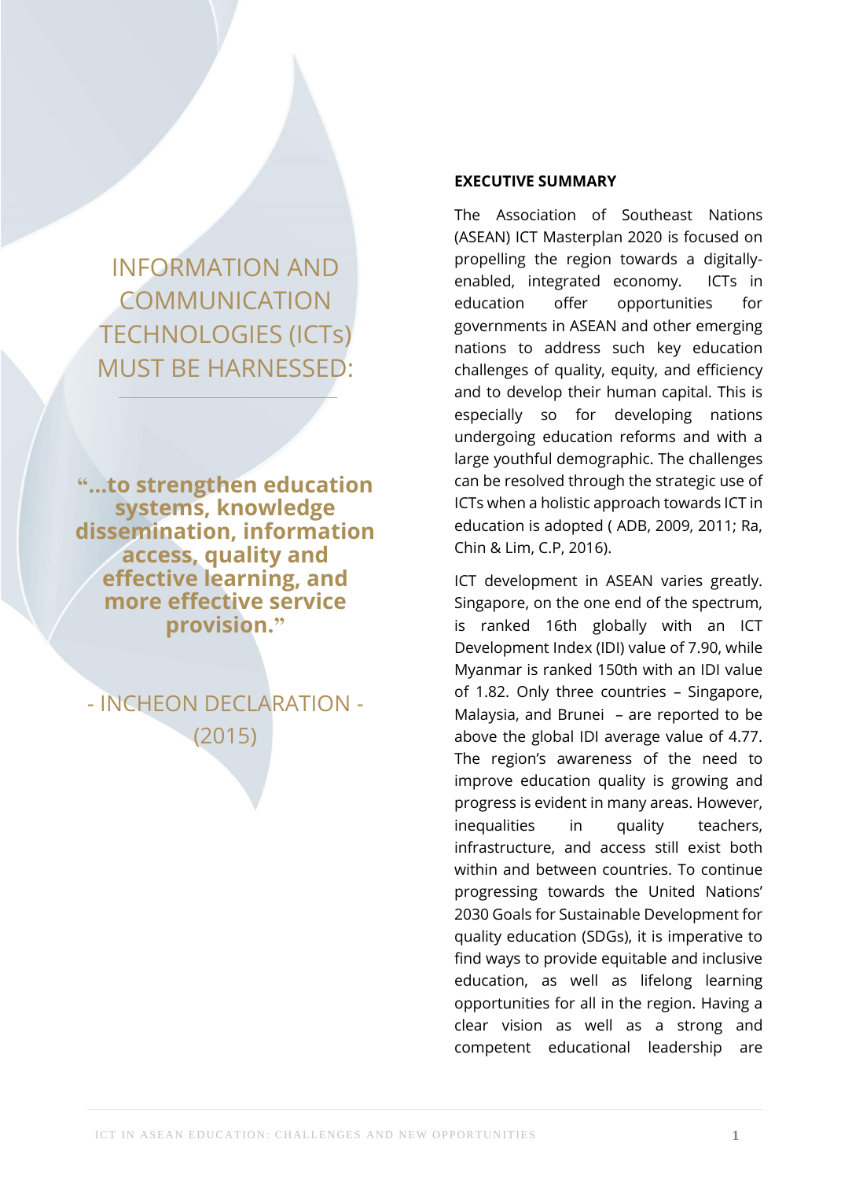INFORMATION AND COMMUNICATION TECHNOLOGIES (ICTs) MUST BE HARNESSED:

**"...to strengthen education systems, knowledge dissemination, information access, quality and effective learning, and more effective service provision."**

- INCHEON DECLARATION - (2015)

## EXECUTIVE SUMMARY

The Association of Southeast Nations (ASEAN) ICT Masterplan 2020 is focused on propelling the region towards a digitally-enabled, integrated economy. ICTs in education offer opportunities for governments in ASEAN and other emerging nations to address such key education challenges of quality, equity, and efficiency and to develop their human capital. This is especially so for developing nations undergoing education reforms and with a large youthful demographic. The challenges can be resolved through the strategic use of ICTs when a holistic approach towards ICT in education is adopted ( ADB, 2009, 2011; Ra, Chin & Lim, C.P, 2016).

ICT development in ASEAN varies greatly. Singapore, on the one end of the spectrum, is ranked 16th globally with an ICT Development Index (IDI) value of 7.90, while Myanmar is ranked 150th with an IDI value of 1.82. Only three countries – Singapore, Malaysia, and Brunei – are reported to be above the global IDI average value of 4.77. The region's awareness of the need to improve education quality is growing and progress is evident in many areas. However, inequalities in quality teachers, infrastructure, and access still exist both within and between countries. To continue progressing towards the United Nations' 2030 Goals for Sustainable Development for quality education (SDGs), it is imperative to find ways to provide equitable and inclusive education, as well as lifelong learning opportunities for all in the region. Having a clear vision as well as a strong and competent educational leadership are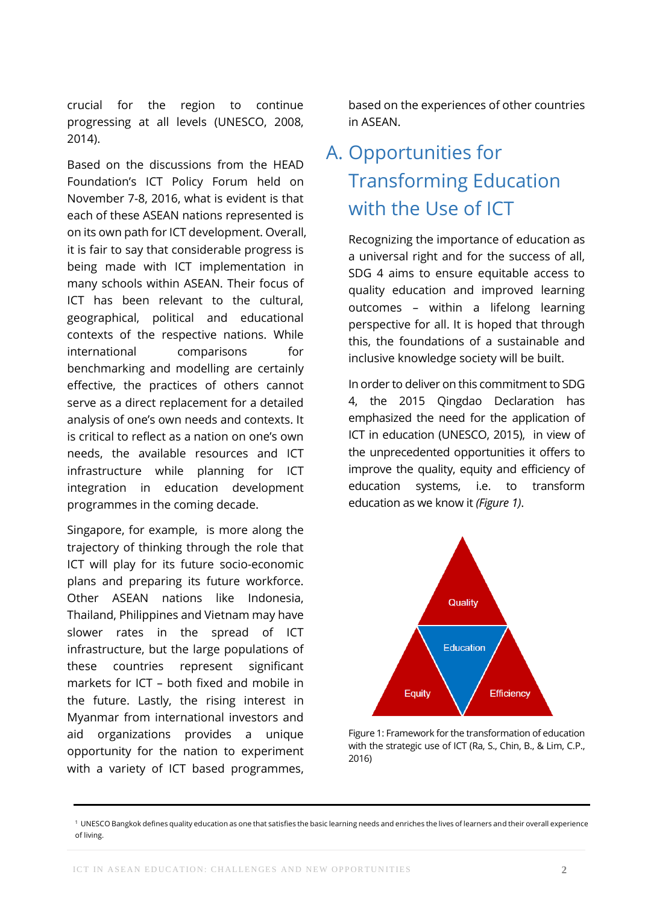crucial for the region to continue progressing at all levels (UNESCO, 2008, 2014).

Based on the discussions from the HEAD Foundation's ICT Policy Forum held on November 7-8, 2016, what is evident is that each of these ASEAN nations represented is on its own path for ICT development. Overall, it is fair to say that considerable progress is being made with ICT implementation in many schools within ASEAN. Their focus of ICT has been relevant to the cultural, geographical, political and educational contexts of the respective nations. While international comparisons for benchmarking and modelling are certainly effective, the practices of others cannot serve as a direct replacement for a detailed analysis of one's own needs and contexts. It is critical to reflect as a nation on one's own needs, the available resources and ICT infrastructure while planning for ICT integration in education development programmes in the coming decade.

Singapore, for example, is more along the trajectory of thinking through the role that ICT will play for its future socio-economic plans and preparing its future workforce. Other ASEAN nations like Indonesia, Thailand, Philippines and Vietnam may have slower rates in the spread of ICT infrastructure, but the large populations of these countries represent significant markets for ICT – both fixed and mobile in the future. Lastly, the rising interest in Myanmar from international investors and aid organizations provides a unique opportunity for the nation to experiment with a variety of ICT based programmes, based on the experiences of other countries in ASEAN.

## A. Opportunities for Transforming Education with the Use of ICT

Recognizing the importance of education as a universal right and for the success of all, SDG 4 aims to ensure equitable access to quality education and improved learning outcomes – within a lifelong learning perspective for all. It is hoped that through this, the foundations of a sustainable and inclusive knowledge society will be built.

In order to deliver on this commitment to SDG 4, the 2015 Qingdao Declaration has emphasized the need for the application of ICT in education (UNESCO, 2015), in view of the unprecedented opportunities it offers to improve the quality, equity and efficiency of education systems, i.e. to transform education as we know it *(Figure 1)*.

Quality

Education

Equity

Efficiency

Figure 1: Framework for the transformation of education with the strategic use of ICT (Ra, S., Chin, B., & Lim, C.P., 2016)

---

[1] UNESCO Bangkok defines quality education as one that satisfies the basic learning needs and enriches the lives of learners and their overall experience of living.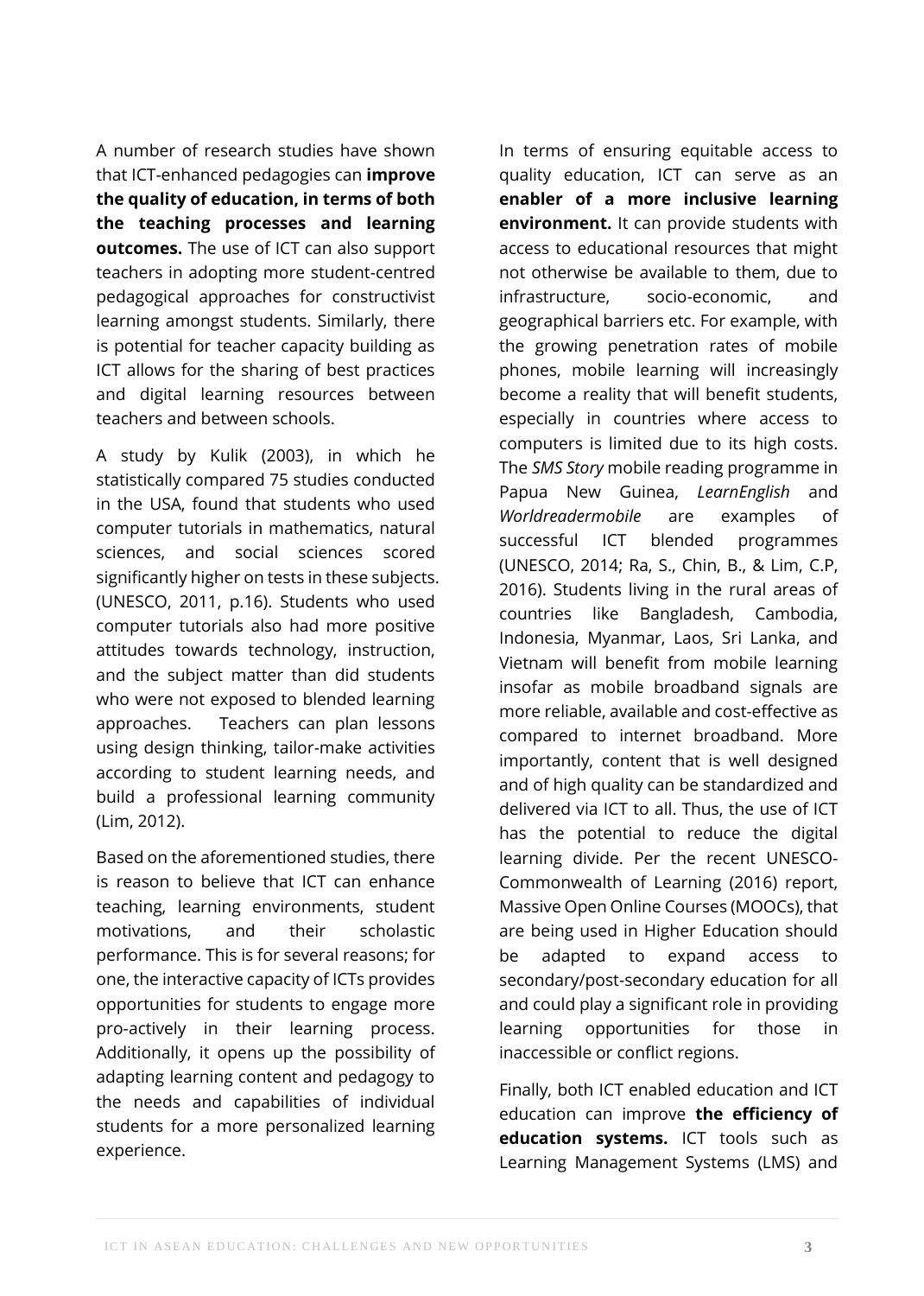A number of research studies have shown that ICT-enhanced pedagogies can **improve the quality of education, in terms of both the teaching processes and learning outcomes.** The use of ICT can also support teachers in adopting more student-centred pedagogical approaches for constructivist learning amongst students. Similarly, there is potential for teacher capacity building as ICT allows for the sharing of best practices and digital learning resources between teachers and between schools.

A study by Kulik (2003), in which he statistically compared 75 studies conducted in the USA, found that students who used computer tutorials in mathematics, natural sciences, and social sciences scored significantly higher on tests in these subjects. (UNESCO, 2011, p.16). Students who used computer tutorials also had more positive attitudes towards technology, instruction, and the subject matter than did students who were not exposed to blended learning approaches. Teachers can plan lessons using design thinking, tailor-make activities according to student learning needs, and build a professional learning community (Lim, 2012).

Based on the aforementioned studies, there is reason to believe that ICT can enhance teaching, learning environments, student motivations, and their scholastic performance. This is for several reasons; for one, the interactive capacity of ICTs provides opportunities for students to engage more pro-actively in their learning process. Additionally, it opens up the possibility of adapting learning content and pedagogy to the needs and capabilities of individual students for a more personalized learning experience.

In terms of ensuring equitable access to quality education, ICT can serve as an **enabler of a more inclusive learning environment.** It can provide students with access to educational resources that might not otherwise be available to them, due to infrastructure, socio-economic, and geographical barriers etc. For example, with the growing penetration rates of mobile phones, mobile learning will increasingly become a reality that will benefit students, especially in countries where access to computers is limited due to its high costs. The *SMS Story* mobile reading programme in Papua New Guinea, *LearnEnglish* and *Worldreadermobile* are examples of successful ICT blended programmes (UNESCO, 2014; Ra, S., Chin, B., & Lim, C.P, 2016). Students living in the rural areas of countries like Bangladesh, Cambodia, Indonesia, Myanmar, Laos, Sri Lanka, and Vietnam will benefit from mobile learning insofar as mobile broadband signals are more reliable, available and cost-effective as compared to internet broadband. More importantly, content that is well designed and of high quality can be standardized and delivered via ICT to all. Thus, the use of ICT has the potential to reduce the digital learning divide. Per the recent UNESCO-Commonwealth of Learning (2016) report, Massive Open Online Courses (MOOCs), that are being used in Higher Education should be adapted to expand access to secondary/post-secondary education for all and could play a significant role in providing learning opportunities for those in inaccessible or conflict regions.

Finally, both ICT enabled education and ICT education can improve **the efficiency of education systems.** ICT tools such as Learning Management Systems (LMS) and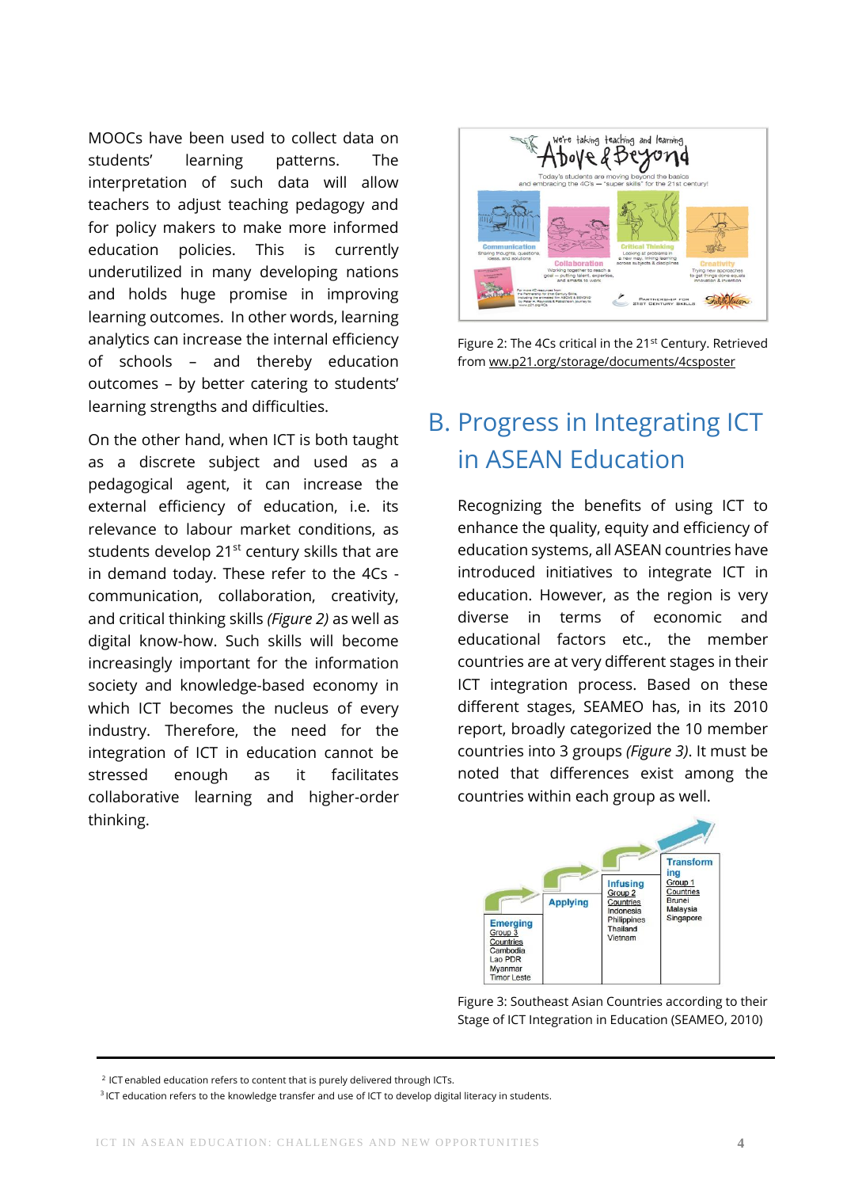MOOCs have been used to collect data on students' learning patterns. The interpretation of such data will allow teachers to adjust teaching pedagogy and for policy makers to make more informed education policies. This is currently underutilized in many developing nations and holds huge promise in improving learning outcomes. In other words, learning analytics can increase the internal efficiency of schools – and thereby education outcomes – by better catering to students' learning strengths and difficulties.

On the other hand, when ICT is both taught as a discrete subject and used as a pedagogical agent, it can increase the external efficiency of education, i.e. its relevance to labour market conditions, as students develop 21st century skills that are in demand today. These refer to the 4Cs - communication, collaboration, creativity, and critical thinking skills *(Figure 2)* as well as digital know-how. Such skills will become increasingly important for the information society and knowledge-based economy in which ICT becomes the nucleus of every industry. Therefore, the need for the integration of ICT in education cannot be stressed enough as it facilitates collaborative learning and higher-order thinking.

Figure 2: The 4Cs critical in the 21st Century. Retrieved from ww.p21.org/storage/documents/4csposter

## B. Progress in Integrating ICT in ASEAN Education

Recognizing the benefits of using ICT to enhance the quality, equity and efficiency of education systems, all ASEAN countries have introduced initiatives to integrate ICT in education. However, as the region is very diverse in terms of economic and educational factors etc., the member countries are at very different stages in their ICT integration process. Based on these different stages, SEAMEO has, in its 2010 report, broadly categorized the 10 member countries into 3 groups *(Figure 3)*. It must be noted that differences exist among the countries within each group as well.

Figure 3: Southeast Asian Countries according to their Stage of ICT Integration in Education (SEAMEO, 2010)

---

[2] ICT enabled education refers to content that is purely delivered through ICTs.

[3] ICT education refers to the knowledge transfer and use of ICT to develop digital literacy in students.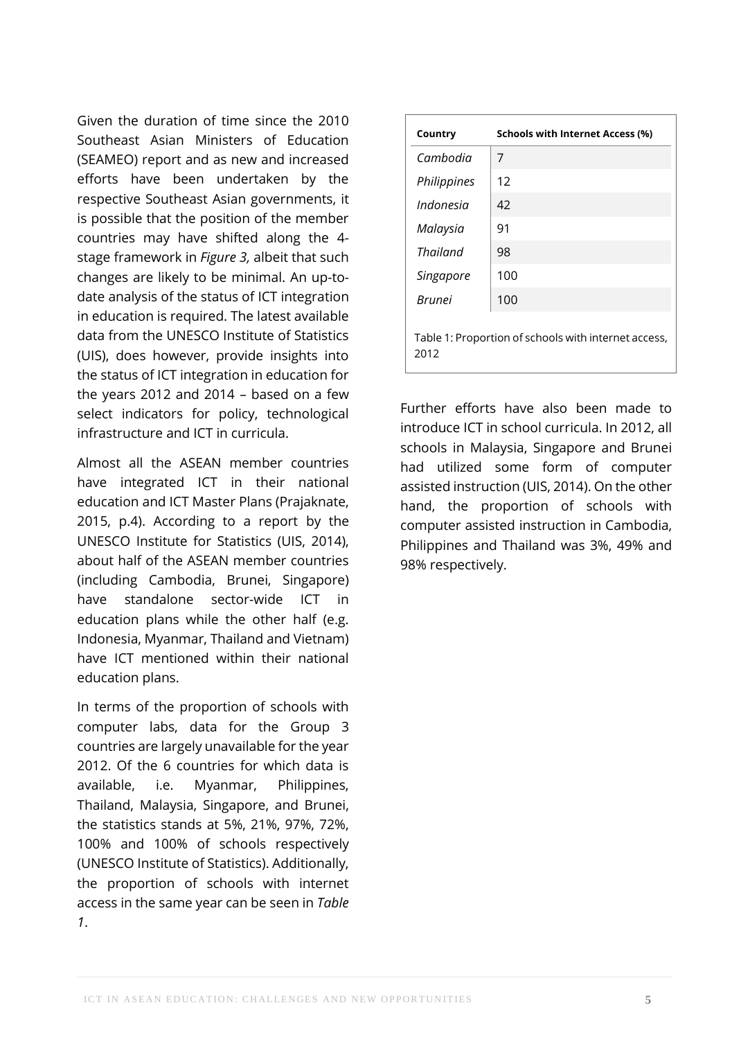Given the duration of time since the 2010 Southeast Asian Ministers of Education (SEAMEO) report and as new and increased efforts have been undertaken by the respective Southeast Asian governments, it is possible that the position of the member countries may have shifted along the 4-stage framework in *Figure 3,* albeit that such changes are likely to be minimal. An up-to-date analysis of the status of ICT integration in education is required. The latest available data from the UNESCO Institute of Statistics (UIS), does however, provide insights into the status of ICT integration in education for the years 2012 and 2014 – based on a few select indicators for policy, technological infrastructure and ICT in curricula.

Almost all the ASEAN member countries have integrated ICT in their national education and ICT Master Plans (Prajaknate, 2015, p.4). According to a report by the UNESCO Institute for Statistics (UIS, 2014), about half of the ASEAN member countries (including Cambodia, Brunei, Singapore) have standalone sector-wide ICT in education plans while the other half (e.g. Indonesia, Myanmar, Thailand and Vietnam) have ICT mentioned within their national education plans.

In terms of the proportion of schools with computer labs, data for the Group 3 countries are largely unavailable for the year 2012. Of the 6 countries for which data is available, i.e. Myanmar, Philippines, Thailand, Malaysia, Singapore, and Brunei, the statistics stands at 5%, 21%, 97%, 72%, 100% and 100% of schools respectively (UNESCO Institute of Statistics). Additionally, the proportion of schools with internet access in the same year can be seen in *Table 1*.

| Country | Schools with Internet Access (%) |
| --- | --- |
| *Cambodia* | 7 |
| *Philippines* | 12 |
| *Indonesia* | 42 |
| *Malaysia* | 91 |
| *Thailand* | 98 |
| *Singapore* | 100 |
| *Brunei* | 100 |

Table 1: Proportion of schools with internet access, 2012

Further efforts have also been made to introduce ICT in school curricula. In 2012, all schools in Malaysia, Singapore and Brunei had utilized some form of computer assisted instruction (UIS, 2014). On the other hand, the proportion of schools with computer assisted instruction in Cambodia, Philippines and Thailand was 3%, 49% and 98% respectively.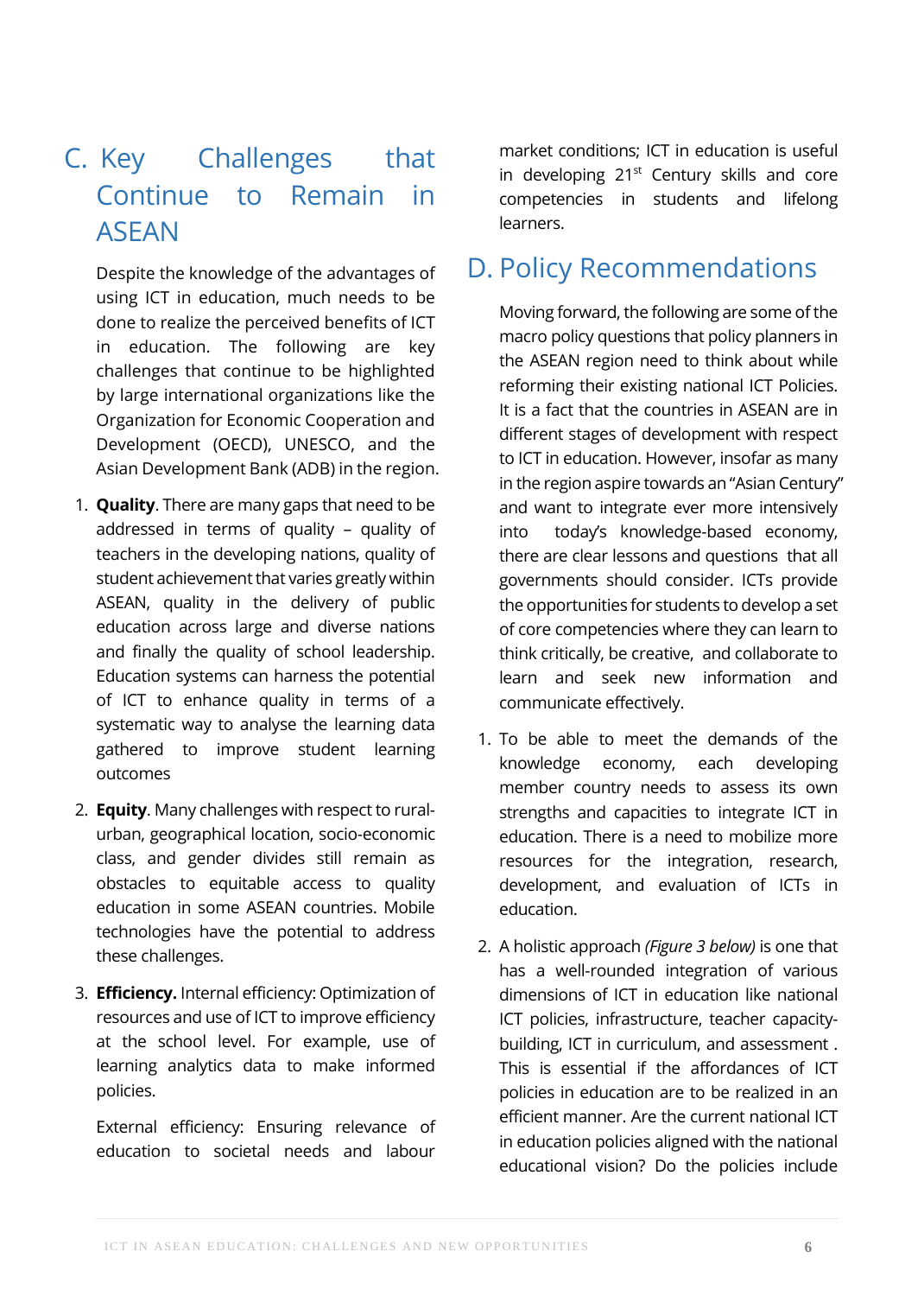## C. Key Challenges that Continue to Remain in ASEAN

Despite the knowledge of the advantages of using ICT in education, much needs to be done to realize the perceived benefits of ICT in education. The following are key challenges that continue to be highlighted by large international organizations like the Organization for Economic Cooperation and Development (OECD), UNESCO, and the Asian Development Bank (ADB) in the region.

1. **Quality**. There are many gaps that need to be addressed in terms of quality – quality of teachers in the developing nations, quality of student achievement that varies greatly within ASEAN, quality in the delivery of public education across large and diverse nations and finally the quality of school leadership. Education systems can harness the potential of ICT to enhance quality in terms of a systematic way to analyse the learning data gathered to improve student learning outcomes

2. **Equity**. Many challenges with respect to rural-urban, geographical location, socio-economic class, and gender divides still remain as obstacles to equitable access to quality education in some ASEAN countries. Mobile technologies have the potential to address these challenges.

3. **Efficiency.** Internal efficiency: Optimization of resources and use of ICT to improve efficiency at the school level. For example, use of learning analytics data to make informed policies.

   External efficiency: Ensuring relevance of education to societal needs and labour market conditions; ICT in education is useful in developing 21st Century skills and core competencies in students and lifelong learners.

## D. Policy Recommendations

Moving forward, the following are some of the macro policy questions that policy planners in the ASEAN region need to think about while reforming their existing national ICT Policies. It is a fact that the countries in ASEAN are in different stages of development with respect to ICT in education. However, insofar as many in the region aspire towards an "Asian Century" and want to integrate ever more intensively into today's knowledge-based economy, there are clear lessons and questions that all governments should consider. ICTs provide the opportunities for students to develop a set of core competencies where they can learn to think critically, be creative, and collaborate to learn and seek new information and communicate effectively.

1. To be able to meet the demands of the knowledge economy, each developing member country needs to assess its own strengths and capacities to integrate ICT in education. There is a need to mobilize more resources for the integration, research, development, and evaluation of ICTs in education.

2. A holistic approach *(Figure 3 below)* is one that has a well-rounded integration of various dimensions of ICT in education like national ICT policies, infrastructure, teacher capacity-building, ICT in curriculum, and assessment . This is essential if the affordances of ICT policies in education are to be realized in an efficient manner. Are the current national ICT in education policies aligned with the national educational vision? Do the policies include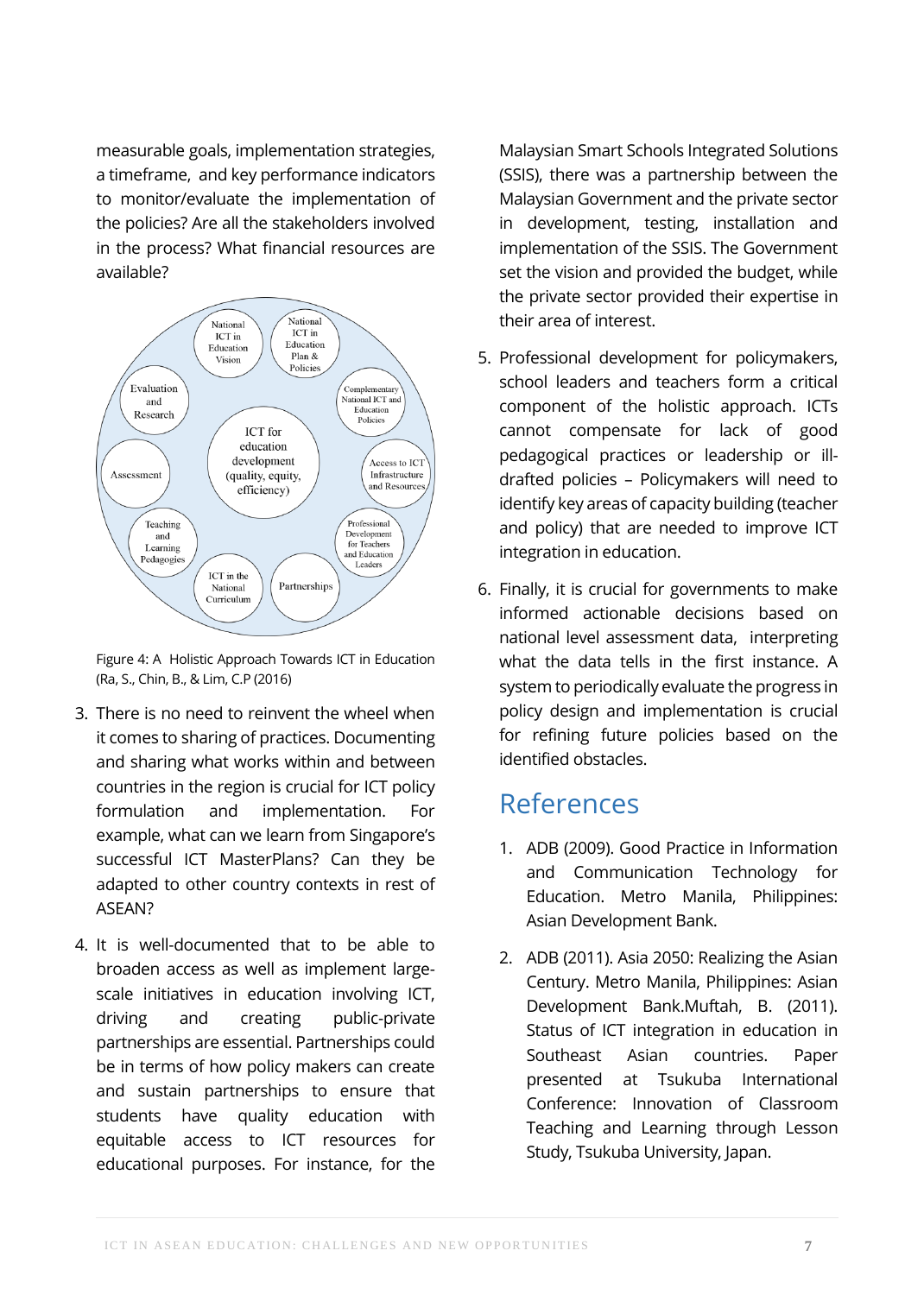measurable goals, implementation strategies, a timeframe, and key performance indicators to monitor/evaluate the implementation of the policies? Are all the stakeholders involved in the process? What financial resources are available?

Figure 4: A Holistic Approach Towards ICT in Education (Ra, S., Chin, B., & Lim, C.P (2016)

3. There is no need to reinvent the wheel when it comes to sharing of practices. Documenting and sharing what works within and between countries in the region is crucial for ICT policy formulation and implementation. For example, what can we learn from Singapore's successful ICT MasterPlans? Can they be adapted to other country contexts in rest of ASEAN?

4. It is well-documented that to be able to broaden access as well as implement large-scale initiatives in education involving ICT, driving and creating public-private partnerships are essential. Partnerships could be in terms of how policy makers can create and sustain partnerships to ensure that students have quality education with equitable access to ICT resources for educational purposes. For instance, for the Malaysian Smart Schools Integrated Solutions (SSIS), there was a partnership between the Malaysian Government and the private sector in development, testing, installation and implementation of the SSIS. The Government set the vision and provided the budget, while the private sector provided their expertise in their area of interest.

5. Professional development for policymakers, school leaders and teachers form a critical component of the holistic approach. ICTs cannot compensate for lack of good pedagogical practices or leadership or ill-drafted policies – Policymakers will need to identify key areas of capacity building (teacher and policy) that are needed to improve ICT integration in education.

6. Finally, it is crucial for governments to make informed actionable decisions based on national level assessment data, interpreting what the data tells in the first instance. A system to periodically evaluate the progress in policy design and implementation is crucial for refining future policies based on the identified obstacles.

## References

1. ADB (2009). Good Practice in Information and Communication Technology for Education. Metro Manila, Philippines: Asian Development Bank.

2. ADB (2011). Asia 2050: Realizing the Asian Century. Metro Manila, Philippines: Asian Development Bank.Muftah, B. (2011). Status of ICT integration in education in Southeast Asian countries. Paper presented at Tsukuba International Conference: Innovation of Classroom Teaching and Learning through Lesson Study, Tsukuba University, Japan.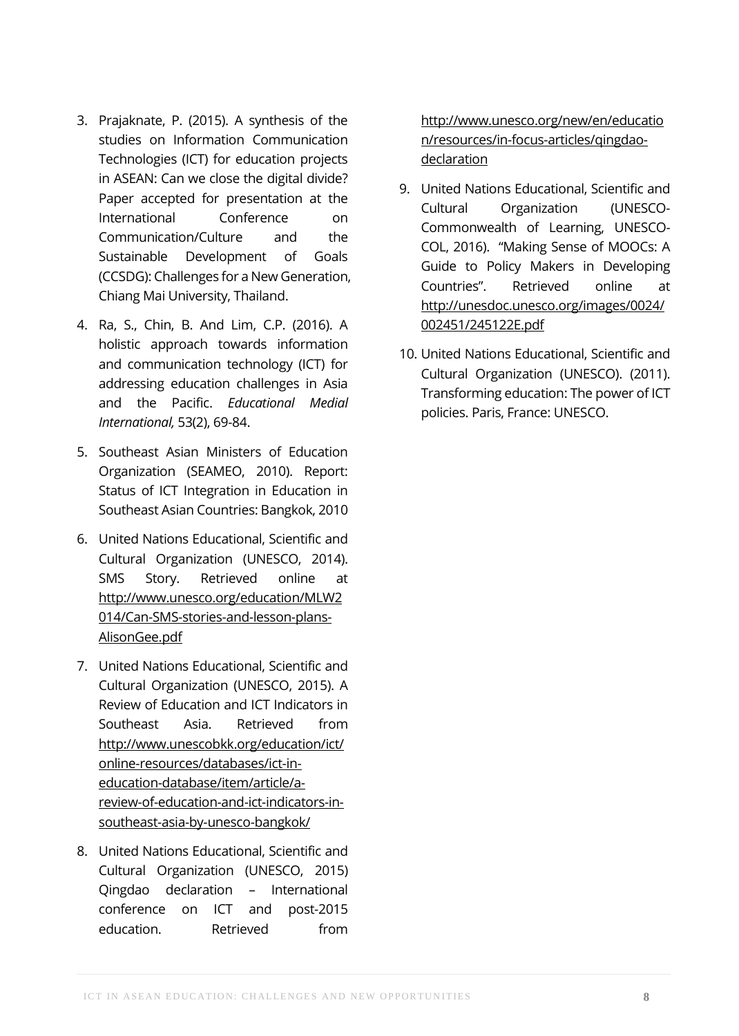3. Prajaknate, P. (2015). A synthesis of the studies on Information Communication Technologies (ICT) for education projects in ASEAN: Can we close the digital divide? Paper accepted for presentation at the International Conference on Communication/Culture and the Sustainable Development of Goals (CCSDG): Challenges for a New Generation, Chiang Mai University, Thailand.

4. Ra, S., Chin, B. And Lim, C.P. (2016). A holistic approach towards information and communication technology (ICT) for addressing education challenges in Asia and the Pacific. *Educational Medial International,* 53(2), 69-84.

5. Southeast Asian Ministers of Education Organization (SEAMEO, 2010). Report: Status of ICT Integration in Education in Southeast Asian Countries: Bangkok, 2010

6. United Nations Educational, Scientific and Cultural Organization (UNESCO, 2014). SMS Story. Retrieved online at http://www.unesco.org/education/MLW2014/Can-SMS-stories-and-lesson-plans-AlisonGee.pdf

7. United Nations Educational, Scientific and Cultural Organization (UNESCO, 2015). A Review of Education and ICT Indicators in Southeast Asia. Retrieved from http://www.unescobkk.org/education/ict/online-resources/databases/ict-in-education-database/item/article/a-review-of-education-and-ict-indicators-in-southeast-asia-by-unesco-bangkok/

8. United Nations Educational, Scientific and Cultural Organization (UNESCO, 2015) Qingdao declaration – International conference on ICT and post-2015 education. Retrieved from http://www.unesco.org/new/en/education/resources/in-focus-articles/qingdao-declaration

9. United Nations Educational, Scientific and Cultural Organization (UNESCO-Commonwealth of Learning, UNESCO-COL, 2016). "Making Sense of MOOCs: A Guide to Policy Makers in Developing Countries". Retrieved online at http://unesdoc.unesco.org/images/0024/002451/245122E.pdf

10. United Nations Educational, Scientific and Cultural Organization (UNESCO). (2011). Transforming education: The power of ICT policies. Paris, France: UNESCO.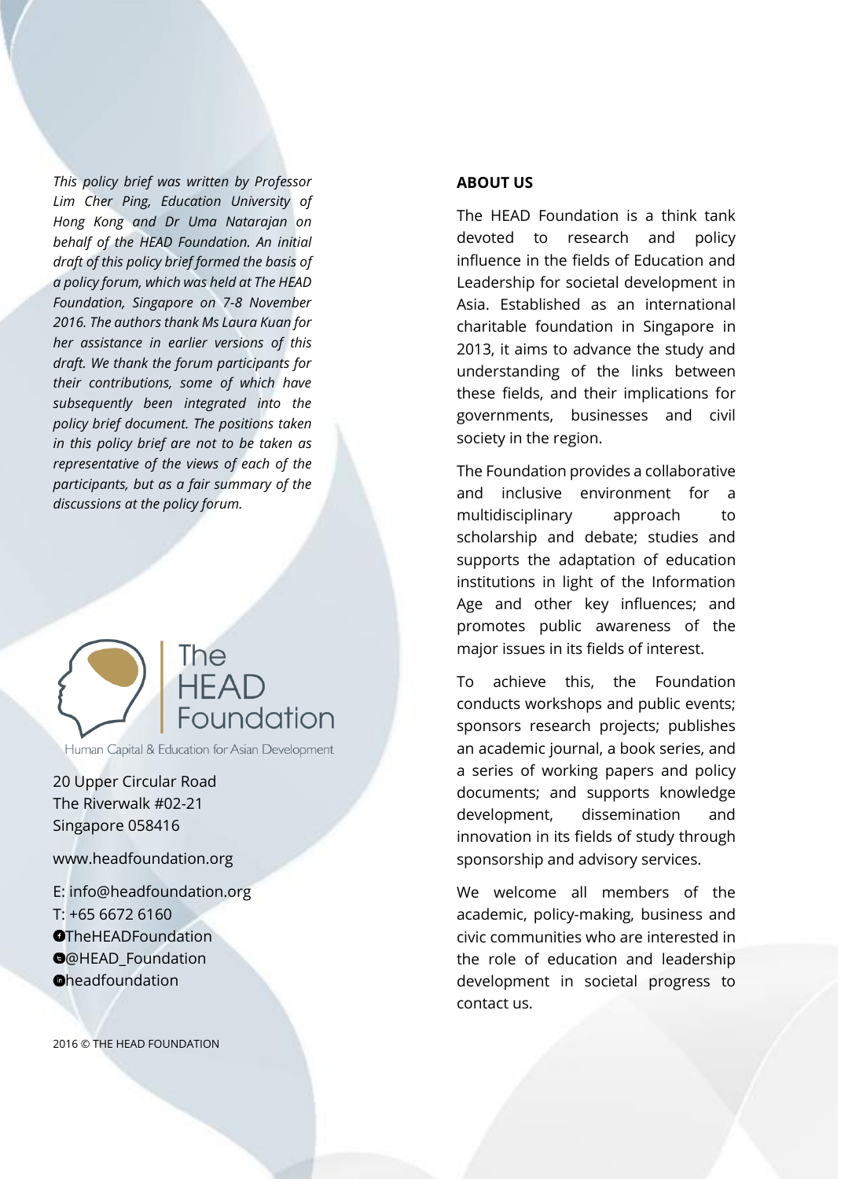*This policy brief was written by Professor Lim Cher Ping, Education University of Hong Kong and Dr Uma Natarajan on behalf of the HEAD Foundation. An initial draft of this policy brief formed the basis of a policy forum, which was held at The HEAD Foundation, Singapore on 7-8 November 2016. The authors thank Ms Laura Kuan for her assistance in earlier versions of this draft. We thank the forum participants for their contributions, some of which have subsequently been integrated into the policy brief document. The positions taken in this policy brief are not to be taken as representative of the views of each of the participants, but as a fair summary of the discussions at the policy forum.*

The HEAD Foundation

Human Capital & Education for Asian Development

20 Upper Circular Road
The Riverwalk #02-21
Singapore 058416

www.headfoundation.org

E: info@headfoundation.org
T: +65 6672 6160
TheHEADFoundation
@HEAD_Foundation
headfoundation

2016 © THE HEAD FOUNDATION

## ABOUT US

The HEAD Foundation is a think tank devoted to research and policy influence in the fields of Education and Leadership for societal development in Asia. Established as an international charitable foundation in Singapore in 2013, it aims to advance the study and understanding of the links between these fields, and their implications for governments, businesses and civil society in the region.

The Foundation provides a collaborative and inclusive environment for a multidisciplinary approach to scholarship and debate; studies and supports the adaptation of education institutions in light of the Information Age and other key influences; and promotes public awareness of the major issues in its fields of interest.

To achieve this, the Foundation conducts workshops and public events; sponsors research projects; publishes an academic journal, a book series, and a series of working papers and policy documents; and supports knowledge development, dissemination and innovation in its fields of study through sponsorship and advisory services.

We welcome all members of the academic, policy-making, business and civic communities who are interested in the role of education and leadership development in societal progress to contact us.